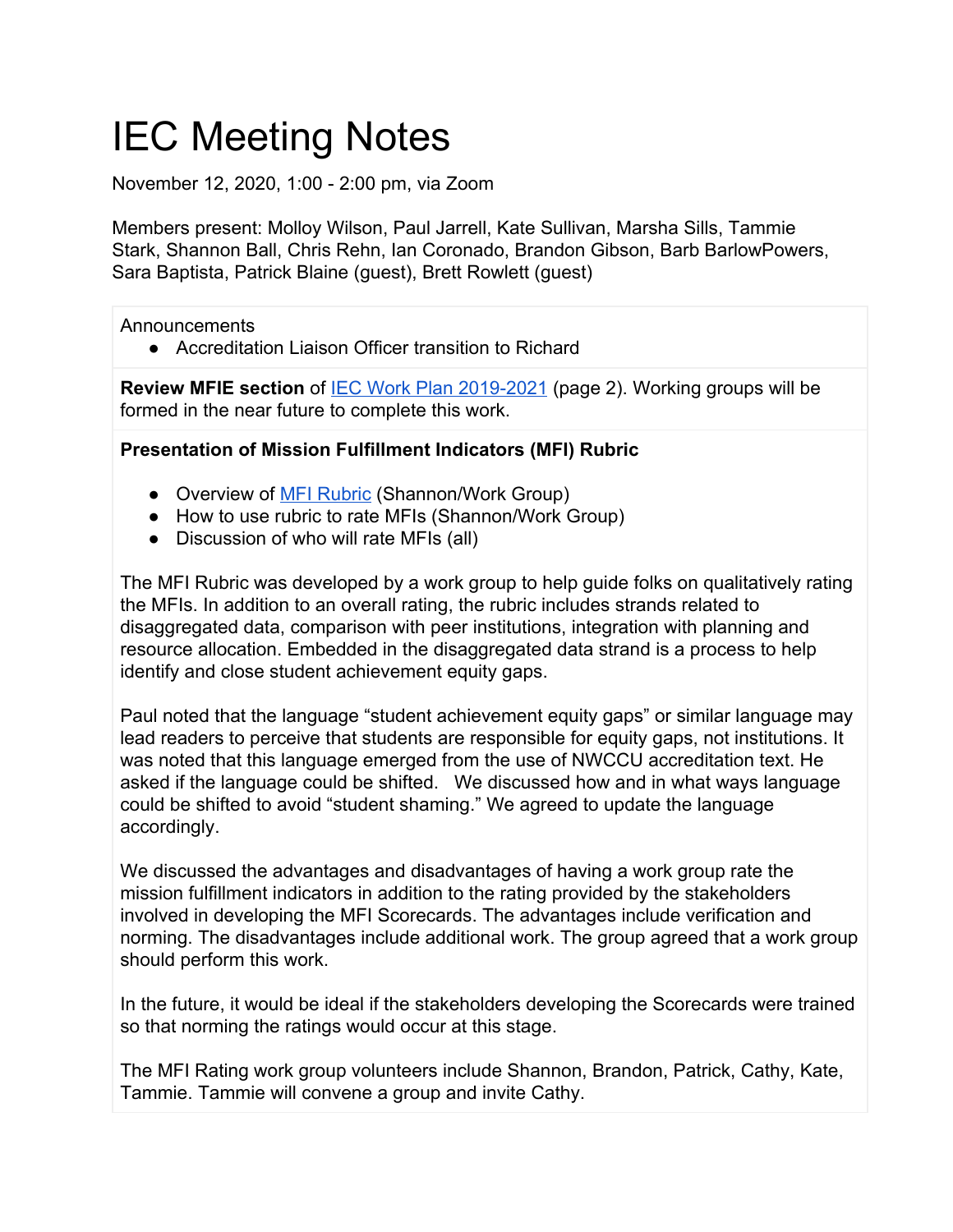# IEC Meeting Notes

November 12, 2020, 1:00 - 2:00 pm, via Zoom

Members present: Molloy Wilson, Paul Jarrell, Kate Sullivan, Marsha Sills, Tammie Stark, Shannon Ball, Chris Rehn, Ian Coronado, Brandon Gibson, Barb BarlowPowers, Sara Baptista, Patrick Blaine (guest), Brett Rowlett (guest)

Announcements

- Accreditation Liaison Officer transition to Richard

**Review MFIE section** of IEC Work Plan 2019-2021 (page 2). Working groups will be formed in the near future to complete this work.

**Presentation of Mission Fulfillment Indicators (MFI) Rubric**

- Overview of MFI Rubric (Shannon/Work Group)
- How to use rubric to rate MFIs (Shannon/Work Group)
- Discussion of who will rate MFIs (all)

The MFI Rubric was developed by a work group to help guide folks on qualitatively rating the MFIs. In addition to an overall rating, the rubric includes strands related to disaggregated data, comparison with peer institutions, integration with planning and resource allocation. Embedded in the disaggregated data strand is a process to help identify and close student achievement equity gaps.

Paul noted that the language "student achievement equity gaps" or similar language may lead readers to perceive that students are responsible for equity gaps, not institutions. It was noted that this language emerged from the use of NWCCU accreditation text. He asked if the language could be shifted. We discussed how and in what ways language could be shifted to avoid "student shaming." We agreed to update the language accordingly.

We discussed the advantages and disadvantages of having a work group rate the mission fulfillment indicators in addition to the rating provided by the stakeholders involved in developing the MFI Scorecards. The advantages include verification and norming. The disadvantages include additional work. The group agreed that a work group should perform this work.

In the future, it would be ideal if the stakeholders developing the Scorecards were trained so that norming the ratings would occur at this stage.

The MFI Rating work group volunteers include Shannon, Brandon, Patrick, Cathy, Kate, Tammie. Tammie will convene a group and invite Cathy.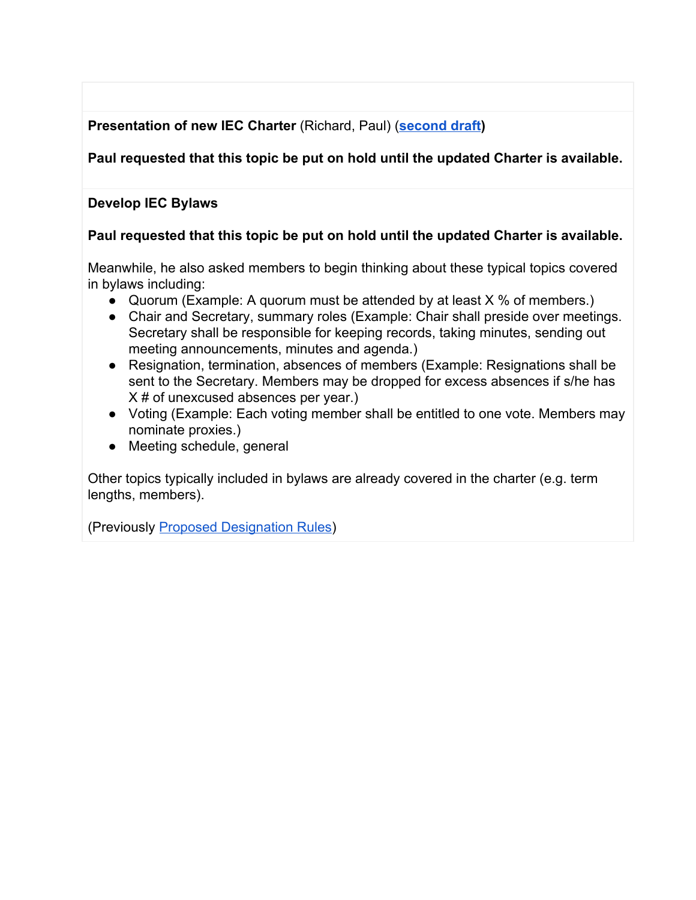**Presentation of new IEC Charter** (Richard, Paul) (**second draft**)

**Paul requested that this topic be put on hold until the updated Charter is available.**

**Develop IEC Bylaws**

**Paul requested that this topic be put on hold until the updated Charter is available.**

Meanwhile, he also asked members to begin thinking about these typical topics covered in bylaws including:

- Quorum (Example: A quorum must be attended by at least X % of members.)
- Chair and Secretary, summary roles (Example: Chair shall preside over meetings. Secretary shall be responsible for keeping records, taking minutes, sending out meeting announcements, minutes and agenda.)
- Resignation, termination, absences of members (Example: Resignations shall be sent to the Secretary. Members may be dropped for excess absences if s/he has X # of unexcused absences per year.)
- Voting (Example: Each voting member shall be entitled to one vote. Members may nominate proxies.)
- Meeting schedule, general

Other topics typically included in bylaws are already covered in the charter (e.g. term lengths, members).

(Previously Proposed Designation Rules)